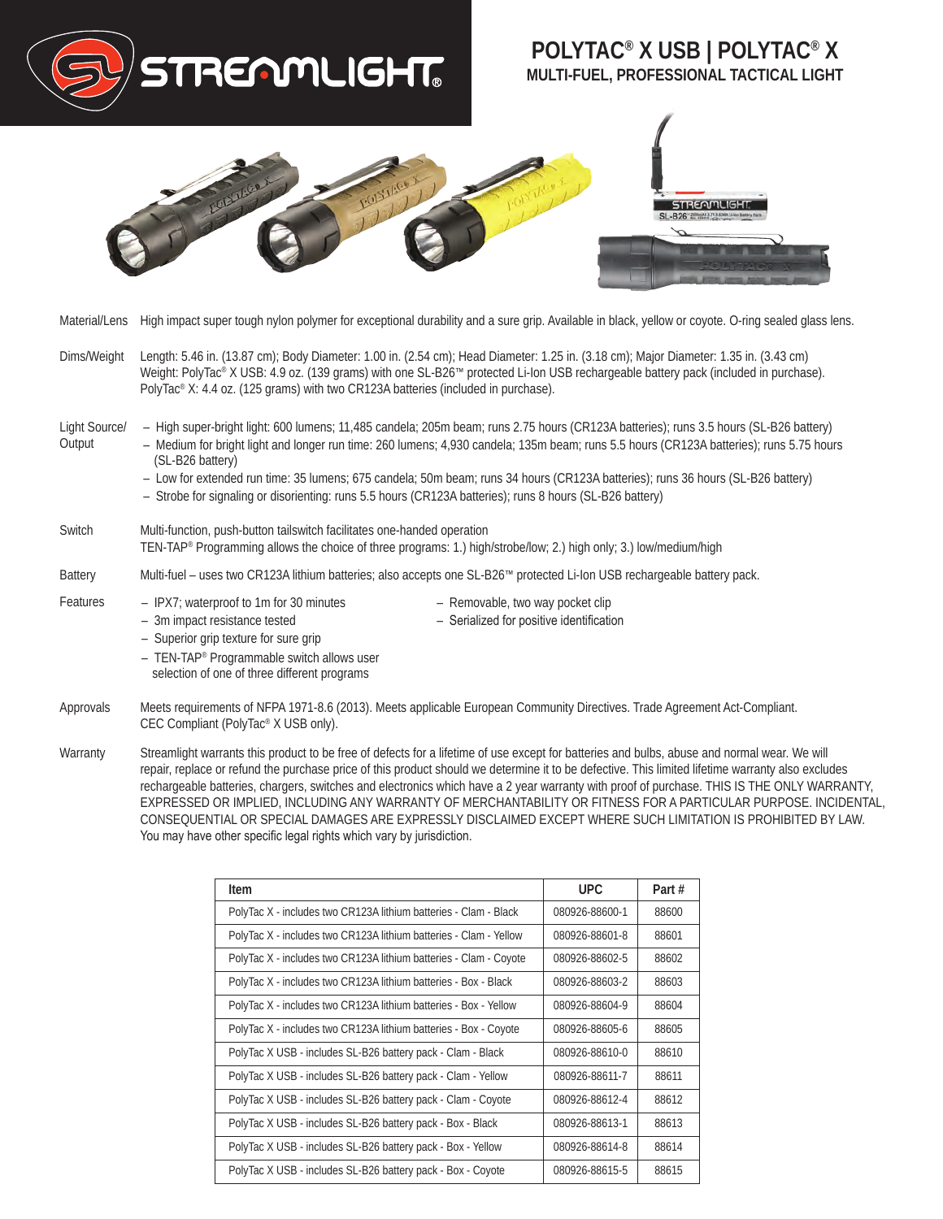# POLYTAC® X USB | POLYTAC® X

## MULTI-FUEL, PROFESSIONAL TACTICAL LIGHT

**Material/Lens** High impact super tough nylon polymer for exceptional durability and a sure grip. Available in black, yellow or coyote. O-ring sealed glass lens.

**Dims/Weight** Length: 5.46 in. (13.87 cm); Body Diameter: 1.00 in. (2.54 cm); Head Diameter: 1.25 in. (3.18 cm); Major Diameter: 1.35 in. (3.43 cm)
Weight: PolyTac® X USB: 4.9 oz. (139 grams) with one SL-B26™ protected Li-Ion USB rechargeable battery pack (included in purchase).
PolyTac® X: 4.4 oz. (125 grams) with two CR123A batteries (included in purchase).

**Light Source/ Output**

- High super-bright light: 600 lumens; 11,485 candela; 205m beam; runs 2.75 hours (CR123A batteries); runs 3.5 hours (SL-B26 battery)
- Medium for bright light and longer run time: 260 lumens; 4,930 candela; 135m beam; runs 5.5 hours (CR123A batteries); runs 5.75 hours (SL-B26 battery)
- Low for extended run time: 35 lumens; 675 candela; 50m beam; runs 34 hours (CR123A batteries); runs 36 hours (SL-B26 battery)
- Strobe for signaling or disorienting: runs 5.5 hours (CR123A batteries); runs 8 hours (SL-B26 battery)

**Switch** Multi-function, push-button tailswitch facilitates one-handed operation
TEN-TAP® Programming allows the choice of three programs: 1.) high/strobe/low; 2.) high only; 3.) low/medium/high

**Battery** Multi-fuel – uses two CR123A lithium batteries; also accepts one SL-B26™ protected Li-Ion USB rechargeable battery pack.

**Features**

- IPX7; waterproof to 1m for 30 minutes
- 3m impact resistance tested
- Superior grip texture for sure grip
- TEN-TAP® Programmable switch allows user selection of one of three different programs
- Removable, two way pocket clip
- Serialized for positive identification

**Approvals** Meets requirements of NFPA 1971-8.6 (2013). Meets applicable European Community Directives. Trade Agreement Act-Compliant.
CEC Compliant (PolyTac® X USB only).

**Warranty** Streamlight warrants this product to be free of defects for a lifetime of use except for batteries and bulbs, abuse and normal wear. We will repair, replace or refund the purchase price of this product should we determine it to be defective. This limited lifetime warranty also excludes rechargeable batteries, chargers, switches and electronics which have a 2 year warranty with proof of purchase. THIS IS THE ONLY WARRANTY, EXPRESSED OR IMPLIED, INCLUDING ANY WARRANTY OF MERCHANTABILITY OR FITNESS FOR A PARTICULAR PURPOSE. INCIDENTAL, CONSEQUENTIAL OR SPECIAL DAMAGES ARE EXPRESSLY DISCLAIMED EXCEPT WHERE SUCH LIMITATION IS PROHIBITED BY LAW. You may have other specific legal rights which vary by jurisdiction.

| Item | UPC | Part # |
|---|---|---|
| PolyTac X - includes two CR123A lithium batteries - Clam - Black | 080926-88600-1 | 88600 |
| PolyTac X - includes two CR123A lithium batteries - Clam - Yellow | 080926-88601-8 | 88601 |
| PolyTac X - includes two CR123A lithium batteries - Clam - Coyote | 080926-88602-5 | 88602 |
| PolyTac X - includes two CR123A lithium batteries - Box - Black | 080926-88603-2 | 88603 |
| PolyTac X - includes two CR123A lithium batteries - Box - Yellow | 080926-88604-9 | 88604 |
| PolyTac X - includes two CR123A lithium batteries - Box - Coyote | 080926-88605-6 | 88605 |
| PolyTac X USB - includes SL-B26 battery pack - Clam - Black | 080926-88610-0 | 88610 |
| PolyTac X USB - includes SL-B26 battery pack - Clam - Yellow | 080926-88611-7 | 88611 |
| PolyTac X USB - includes SL-B26 battery pack - Clam - Coyote | 080926-88612-4 | 88612 |
| PolyTac X USB - includes SL-B26 battery pack - Box - Black | 080926-88613-1 | 88613 |
| PolyTac X USB - includes SL-B26 battery pack - Box - Yellow | 080926-88614-8 | 88614 |
| PolyTac X USB - includes SL-B26 battery pack - Box - Coyote | 080926-88615-5 | 88615 |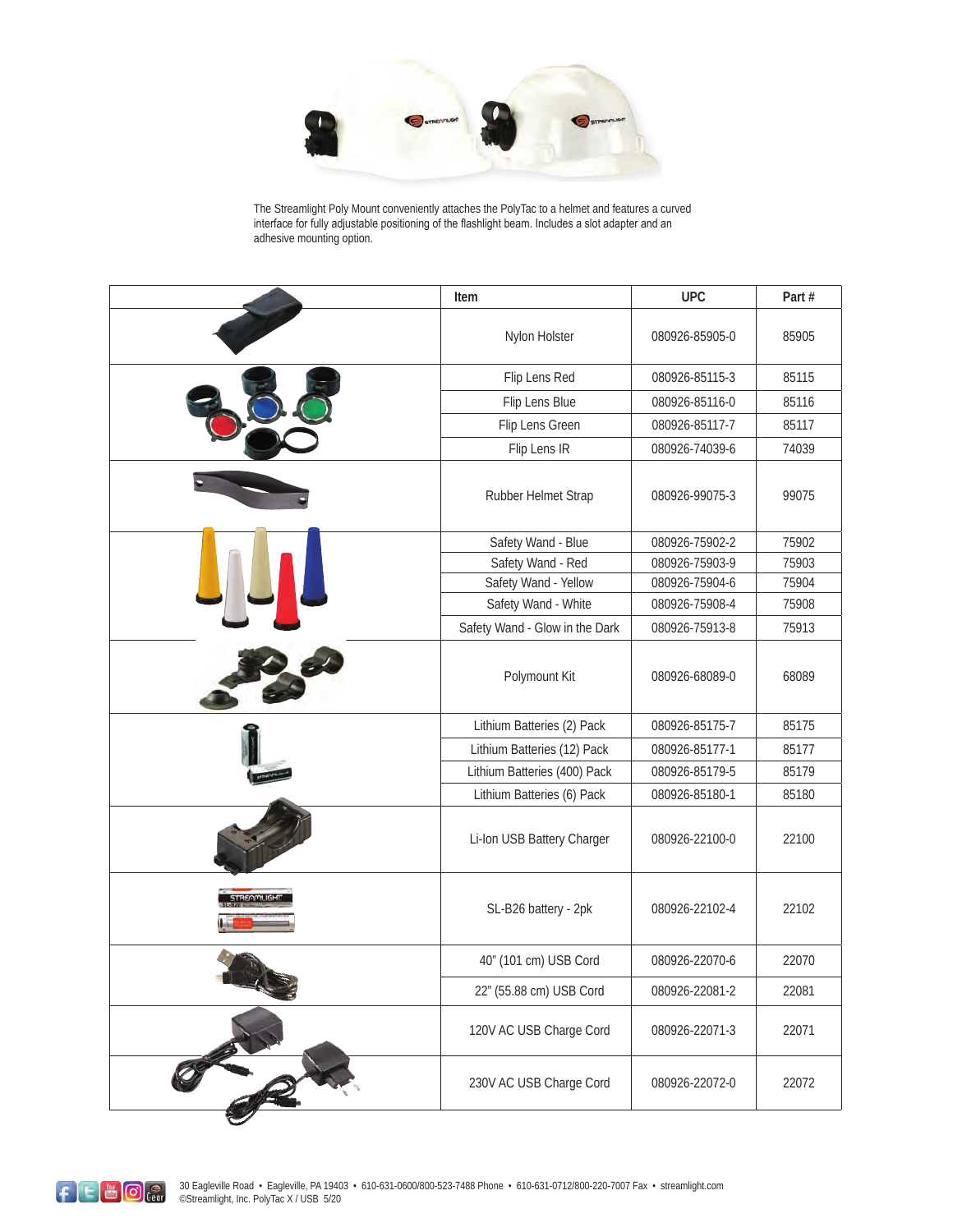The Streamlight Poly Mount conveniently attaches the PolyTac to a helmet and features a curved interface for fully adjustable positioning of the flashlight beam. Includes a slot adapter and an adhesive mounting option.

| | Item | UPC | Part # |
|---|---|---|---|
| | Nylon Holster | 080926-85905-0 | 85905 |
| | Flip Lens Red | 080926-85115-3 | 85115 |
| | Flip Lens Blue | 080926-85116-0 | 85116 |
| | Flip Lens Green | 080926-85117-7 | 85117 |
| | Flip Lens IR | 080926-74039-6 | 74039 |
| | Rubber Helmet Strap | 080926-99075-3 | 99075 |
| | Safety Wand - Blue | 080926-75902-2 | 75902 |
| | Safety Wand - Red | 080926-75903-9 | 75903 |
| | Safety Wand - Yellow | 080926-75904-6 | 75904 |
| | Safety Wand - White | 080926-75908-4 | 75908 |
| | Safety Wand - Glow in the Dark | 080926-75913-8 | 75913 |
| | Polymount Kit | 080926-68089-0 | 68089 |
| | Lithium Batteries (2) Pack | 080926-85175-7 | 85175 |
| | Lithium Batteries (12) Pack | 080926-85177-1 | 85177 |
| | Lithium Batteries (400) Pack | 080926-85179-5 | 85179 |
| | Lithium Batteries (6) Pack | 080926-85180-1 | 85180 |
| | Li-Ion USB Battery Charger | 080926-22100-0 | 22100 |
| | SL-B26 battery - 2pk | 080926-22102-4 | 22102 |
| | 40" (101 cm) USB Cord | 080926-22070-6 | 22070 |
| | 22" (55.88 cm) USB Cord | 080926-22081-2 | 22081 |
| | 120V AC USB Charge Cord | 080926-22071-3 | 22071 |
| | 230V AC USB Charge Cord | 080926-22072-0 | 22072 |

30 Eagleville Road • Eagleville, PA 19403 • 610-631-0600/800-523-7488 Phone • 610-631-0712/800-220-7007 Fax • streamlight.com
©Streamlight, Inc. PolyTac X / USB 5/20